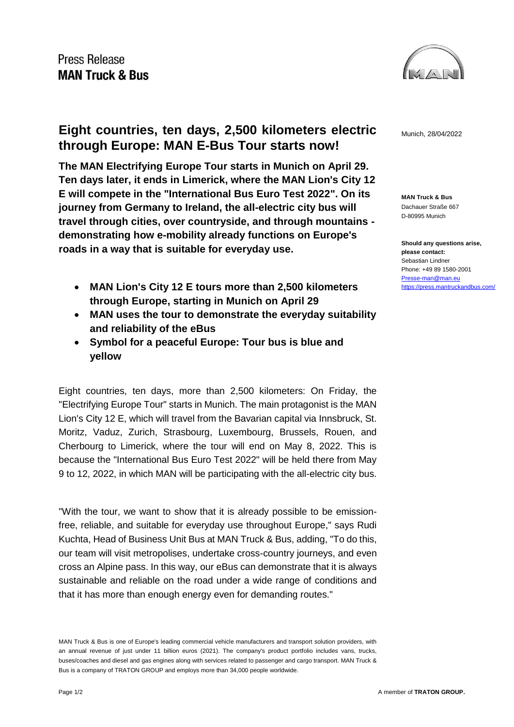Press Release
**MAN Truck & Bus**

Munich, 28/04/2022

**MAN Truck & Bus**
Dachauer Straße 667
D-80995 Munich

**Should any questions arise, please contact:**
Sebastian Lindner
Phone: +49 89 1580-2001
Presse-man@man.eu
https://press.mantruckandbus.com/

# Eight countries, ten days, 2,500 kilometers electric through Europe: MAN E-Bus Tour starts now!

**The MAN Electrifying Europe Tour starts in Munich on April 29. Ten days later, it ends in Limerick, where the MAN Lion's City 12 E will compete in the "International Bus Euro Test 2022". On its journey from Germany to Ireland, the all-electric city bus will travel through cities, over countryside, and through mountains - demonstrating how e-mobility already functions on Europe's roads in a way that is suitable for everyday use.**

- **MAN Lion's City 12 E tours more than 2,500 kilometers through Europe, starting in Munich on April 29**
- **MAN uses the tour to demonstrate the everyday suitability and reliability of the eBus**
- **Symbol for a peaceful Europe: Tour bus is blue and yellow**

Eight countries, ten days, more than 2,500 kilometers: On Friday, the "Electrifying Europe Tour" starts in Munich. The main protagonist is the MAN Lion's City 12 E, which will travel from the Bavarian capital via Innsbruck, St. Moritz, Vaduz, Zurich, Strasbourg, Luxembourg, Brussels, Rouen, and Cherbourg to Limerick, where the tour will end on May 8, 2022. This is because the "International Bus Euro Test 2022" will be held there from May 9 to 12, 2022, in which MAN will be participating with the all-electric city bus.

"With the tour, we want to show that it is already possible to be emission-free, reliable, and suitable for everyday use throughout Europe," says Rudi Kuchta, Head of Business Unit Bus at MAN Truck & Bus, adding, "To do this, our team will visit metropolises, undertake cross-country journeys, and even cross an Alpine pass. In this way, our eBus can demonstrate that it is always sustainable and reliable on the road under a wide range of conditions and that it has more than enough energy even for demanding routes."

MAN Truck & Bus is one of Europe's leading commercial vehicle manufacturers and transport solution providers, with an annual revenue of just under 11 billion euros (2021). The company's product portfolio includes vans, trucks, buses/coaches and diesel and gas engines along with services related to passenger and cargo transport. MAN Truck & Bus is a company of TRATON GROUP and employs more than 34,000 people worldwide.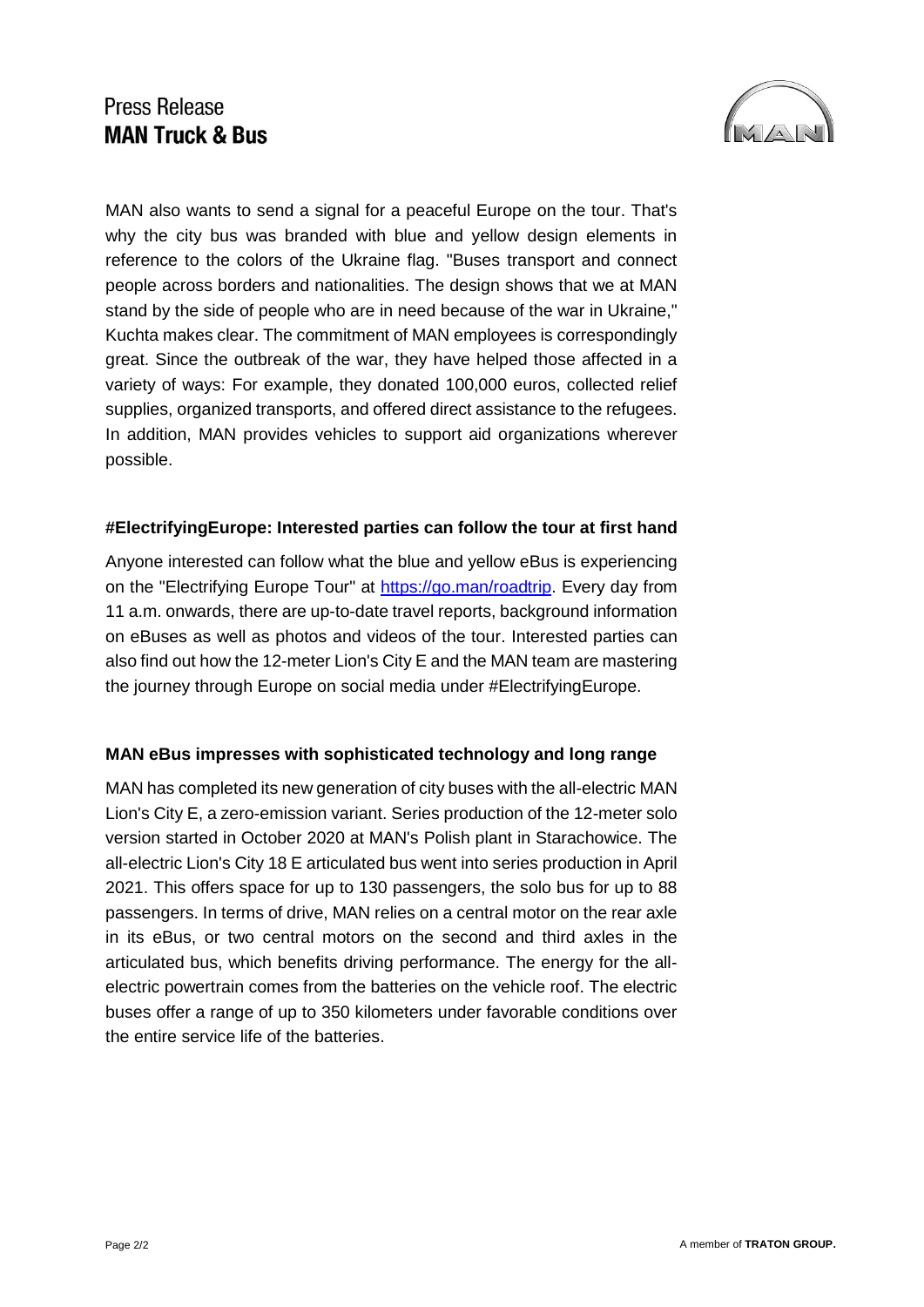MAN also wants to send a signal for a peaceful Europe on the tour. That's why the city bus was branded with blue and yellow design elements in reference to the colors of the Ukraine flag. "Buses transport and connect people across borders and nationalities. The design shows that we at MAN stand by the side of people who are in need because of the war in Ukraine," Kuchta makes clear. The commitment of MAN employees is correspondingly great. Since the outbreak of the war, they have helped those affected in a variety of ways: For example, they donated 100,000 euros, collected relief supplies, organized transports, and offered direct assistance to the refugees. In addition, MAN provides vehicles to support aid organizations wherever possible.

**#ElectrifyingEurope: Interested parties can follow the tour at first hand**

Anyone interested can follow what the blue and yellow eBus is experiencing on the "Electrifying Europe Tour" at [https://go.man/roadtrip](https://go.man/roadtrip). Every day from 11 a.m. onwards, there are up-to-date travel reports, background information on eBuses as well as photos and videos of the tour. Interested parties can also find out how the 12-meter Lion's City E and the MAN team are mastering the journey through Europe on social media under #ElectrifyingEurope.

**MAN eBus impresses with sophisticated technology and long range**

MAN has completed its new generation of city buses with the all-electric MAN Lion's City E, a zero-emission variant. Series production of the 12-meter solo version started in October 2020 at MAN's Polish plant in Starachowice. The all-electric Lion's City 18 E articulated bus went into series production in April 2021. This offers space for up to 130 passengers, the solo bus for up to 88 passengers. In terms of drive, MAN relies on a central motor on the rear axle in its eBus, or two central motors on the second and third axles in the articulated bus, which benefits driving performance. The energy for the all-electric powertrain comes from the batteries on the vehicle roof. The electric buses offer a range of up to 350 kilometers under favorable conditions over the entire service life of the batteries.